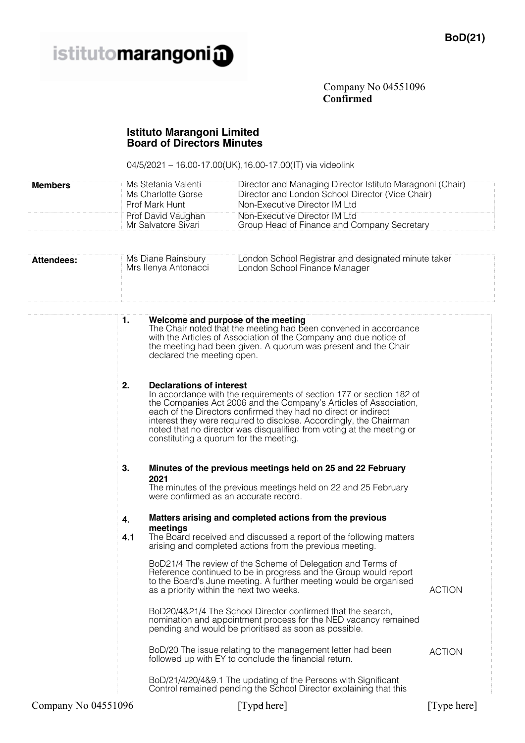BoD(21)

istitutomarangoni

Company No 04551096
**Confirmed**

## Istituto Marangoni Limited
## Board of Directors Minutes

04/5/2021 – 16.00-17.00(UK),16.00-17.00(IT) via videolink

| | | |
|---|---|---|
| **Members** | Ms Stefania Valenti<br>Ms Charlotte Gorse<br>Prof Mark Hunt | Director and Managing Director Istituto Maragnoni (Chair)<br>Director and London School Director (Vice Chair)<br>Non-Executive Director IM Ltd |
| | Prof David Vaughan<br>Mr Salvatore Sivari | Non-Executive Director IM Ltd<br>Group Head of Finance and Company Secretary |

| | | |
|---|---|---|
| **Attendees:** | Ms Diane Rainsbury<br>Mrs Ilenya Antonacci | London School Registrar and designated minute taker<br>London School Finance Manager |

**1. Welcome and purpose of the meeting**

The Chair noted that the meeting had been convened in accordance with the Articles of Association of the Company and due notice of the meeting had been given. A quorum was present and the Chair declared the meeting open.

**2. Declarations of interest**

In accordance with the requirements of section 177 or section 182 of the Companies Act 2006 and the Company's Articles of Association, each of the Directors confirmed they had no direct or indirect interest they were required to disclose. Accordingly, the Chairman noted that no director was disqualified from voting at the meeting or constituting a quorum for the meeting.

**3. Minutes of the previous meetings held on 25 and 22 February 2021**

The minutes of the previous meetings held on 22 and 25 February were confirmed as an accurate record.

**4. Matters arising and completed actions from the previous meetings**

4.1 The Board received and discussed a report of the following matters arising and completed actions from the previous meeting.

BoD21/4 The review of the Scheme of Delegation and Terms of Reference continued to be in progress and the Group would report to the Board's June meeting. A further meeting would be organised as a priority within the next two weeks. **ACTION**

BoD20/4&21/4 The School Director confirmed that the search, nomination and appointment process for the NED vacancy remained pending and would be prioritised as soon as possible.

BoD/20 The issue relating to the management letter had been followed up with EY to conclude the financial return. **ACTION**

BoD/21/4/20/4&9.1 The updating of the Persons with Significant Control remained pending the School Director explaining that this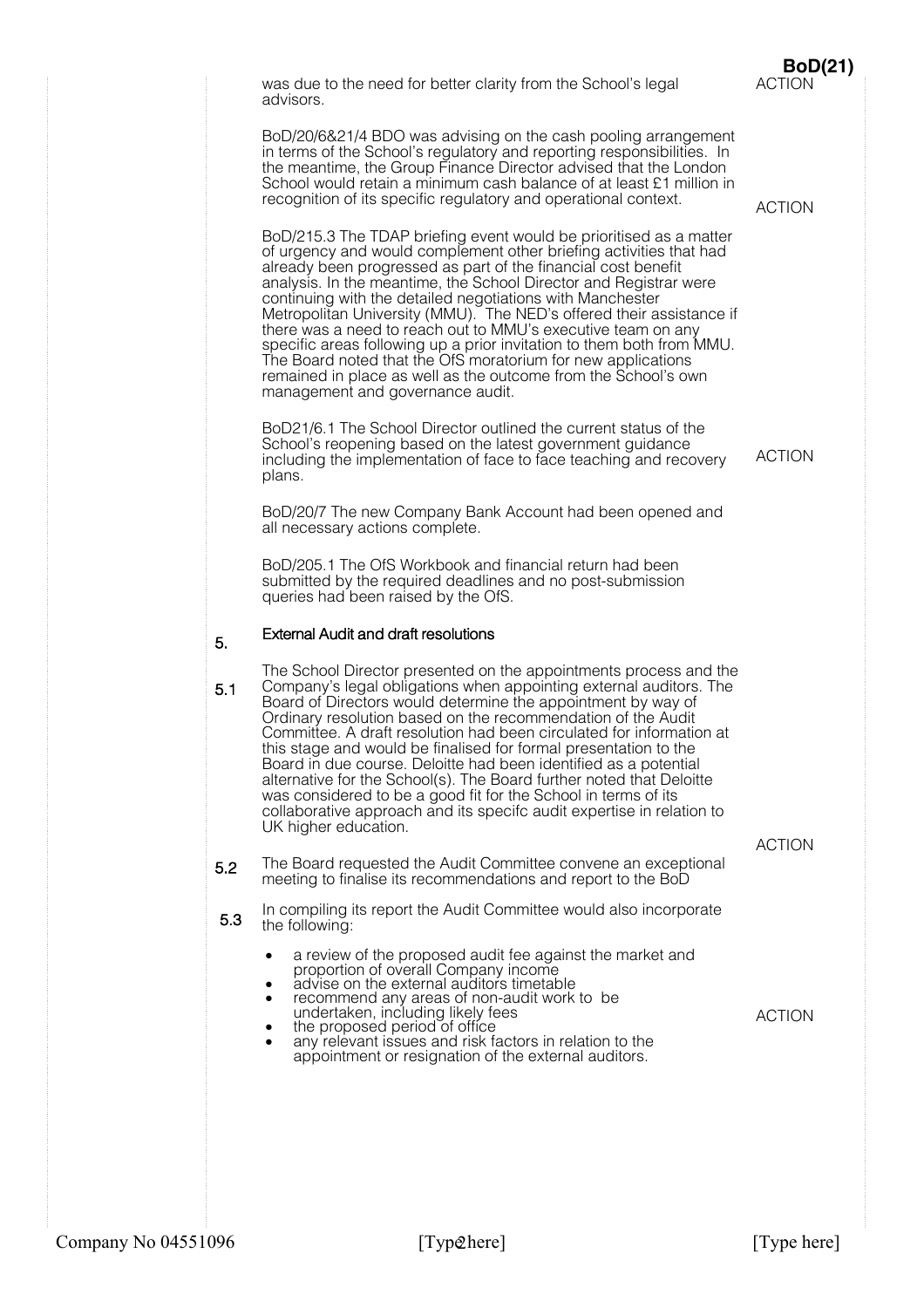was due to the need for better clarity from the School's legal advisors.

BoD/20/6&21/4 BDO was advising on the cash pooling arrangement in terms of the School's regulatory and reporting responsibilities. In the meantime, the Group Finance Director advised that the London School would retain a minimum cash balance of at least £1 million in recognition of its specific regulatory and operational context. **ACTION**

BoD/215.3 The TDAP briefing event would be prioritised as a matter of urgency and would complement other briefing activities that had already been progressed as part of the financial cost benefit analysis. In the meantime, the School Director and Registrar were continuing with the detailed negotiations with Manchester Metropolitan University (MMU). The NED's offered their assistance if there was a need to reach out to MMU's executive team on any specific areas following up a prior invitation to them both from MMU. The Board noted that the OfS moratorium for new applications remained in place as well as the outcome from the School's own management and governance audit.

BoD21/6.1 The School Director outlined the current status of the School's reopening based on the latest government guidance including the implementation of face to face teaching and recovery plans. **ACTION**

BoD/20/7 The new Company Bank Account had been opened and all necessary actions complete.

BoD/205.1 The OfS Workbook and financial return had been submitted by the required deadlines and no post-submission queries had been raised by the OfS.

## 5. External Audit and draft resolutions

5.1 The School Director presented on the appointments process and the Company's legal obligations when appointing external auditors. The Board of Directors would determine the appointment by way of Ordinary resolution based on the recommendation of the Audit Committee. A draft resolution had been circulated for information at this stage and would be finalised for formal presentation to the Board in due course. Deloitte had been identified as a potential alternative for the School(s). The Board further noted that Deloitte was considered to be a good fit for the School in terms of its collaborative approach and its specifc audit expertise in relation to UK higher education.

5.2 The Board requested the Audit Committee convene an exceptional meeting to finalise its recommendations and report to the BoD **ACTION**

5.3 In compiling its report the Audit Committee would also incorporate the following:

- a review of the proposed audit fee against the market and proportion of overall Company income
- advise on the external auditors timetable
- recommend any areas of non-audit work to be undertaken, including likely fees
- the proposed period of office
- any relevant issues and risk factors in relation to the appointment or resignation of the external auditors.

**ACTION**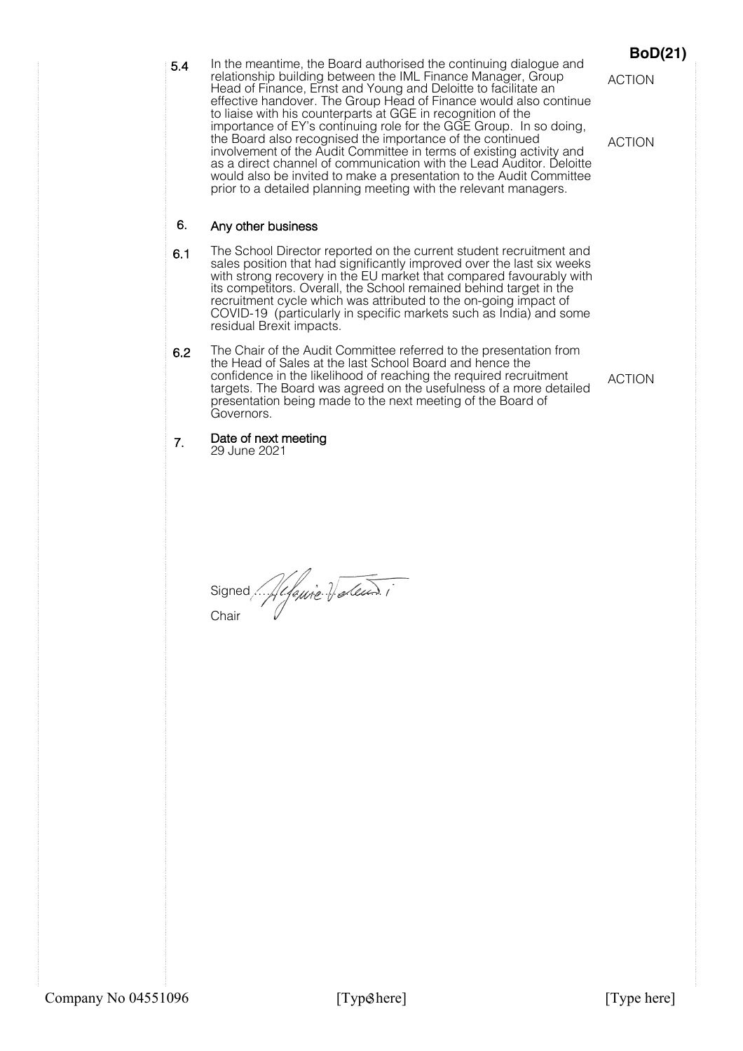**BoD(21)**

5.4 In the meantime, the Board authorised the continuing dialogue and relationship building between the IML Finance Manager, Group Head of Finance, Ernst and Young and Deloitte to facilitate an effective handover. The Group Head of Finance would also continue to liaise with his counterparts at GGE in recognition of the importance of EY's continuing role for the GGE Group. In so doing, the Board also recognised the importance of the continued involvement of the Audit Committee in terms of existing activity and as a direct channel of communication with the Lead Auditor. Deloitte would also be invited to make a presentation to the Audit Committee prior to a detailed planning meeting with the relevant managers.

ACTION

ACTION

## 6. Any other business

6.1 The School Director reported on the current student recruitment and sales position that had significantly improved over the last six weeks with strong recovery in the EU market that compared favourably with its competitors. Overall, the School remained behind target in the recruitment cycle which was attributed to the on-going impact of COVID-19 (particularly in specific markets such as India) and some residual Brexit impacts.

6.2 The Chair of the Audit Committee referred to the presentation from the Head of Sales at the last School Board and hence the confidence in the likelihood of reaching the required recruitment targets. The Board was agreed on the usefulness of a more detailed presentation being made to the next meeting of the Board of Governors.

ACTION

## 7. Date of next meeting

29 June 2021

Signed ...................

Chair